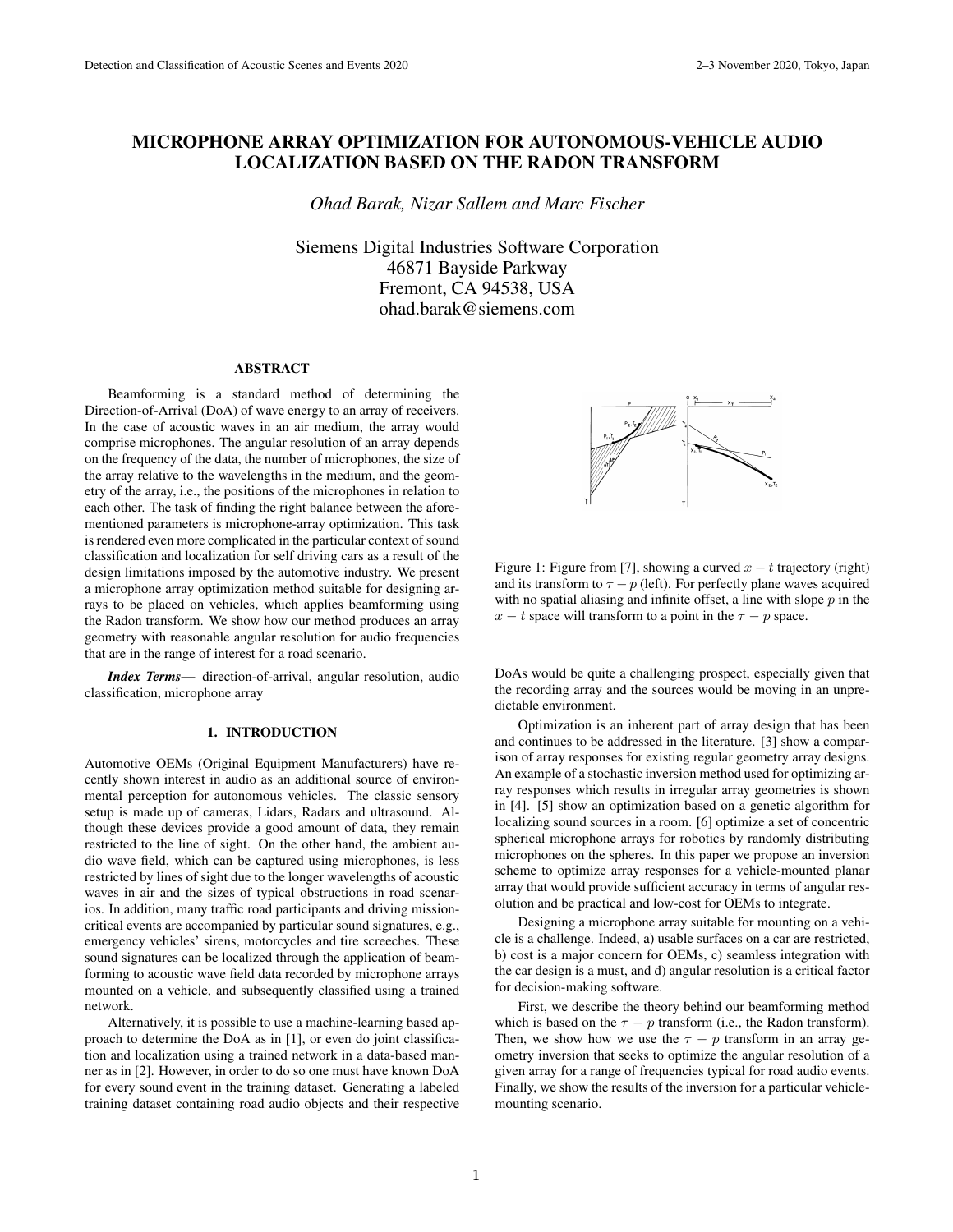# MICROPHONE ARRAY OPTIMIZATION FOR AUTONOMOUS-VEHICLE AUDIO LOCALIZATION BASED ON THE RADON TRANSFORM

*Ohad Barak, Nizar Sallem and Marc Fischer*

Siemens Digital Industries Software Corporation
46871 Bayside Parkway
Fremont, CA 94538, USA
ohad.barak@siemens.com

## ABSTRACT

Beamforming is a standard method of determining the Direction-of-Arrival (DoA) of wave energy to an array of receivers. In the case of acoustic waves in an air medium, the array would comprise microphones. The angular resolution of an array depends on the frequency of the data, the number of microphones, the size of the array relative to the wavelengths in the medium, and the geometry of the array, i.e., the positions of the microphones in relation to each other. The task of finding the right balance between the aforementioned parameters is microphone-array optimization. This task is rendered even more complicated in the particular context of sound classification and localization for self driving cars as a result of the design limitations imposed by the automotive industry. We present a microphone array optimization method suitable for designing arrays to be placed on vehicles, which applies beamforming using the Radon transform. We show how our method produces an array geometry with reasonable angular resolution for audio frequencies that are in the range of interest for a road scenario.

***Index Terms—*** direction-of-arrival, angular resolution, audio classification, microphone array

## 1. INTRODUCTION

Automotive OEMs (Original Equipment Manufacturers) have recently shown interest in audio as an additional source of environmental perception for autonomous vehicles. The classic sensory setup is made up of cameras, Lidars, Radars and ultrasound. Although these devices provide a good amount of data, they remain restricted to the line of sight. On the other hand, the ambient audio wave field, which can be captured using microphones, is less restricted by lines of sight due to the longer wavelengths of acoustic waves in air and the sizes of typical obstructions in road scenarios. In addition, many traffic road participants and driving mission-critical events are accompanied by particular sound signatures, e.g., emergency vehicles' sirens, motorcycles and tire screeches. These sound signatures can be localized through the application of beamforming to acoustic wave field data recorded by microphone arrays mounted on a vehicle, and subsequently classified using a trained network.

Alternatively, it is possible to use a machine-learning based approach to determine the DoA as in [1], or even do joint classification and localization using a trained network in a data-based manner as in [2]. However, in order to do so one must have known DoA for every sound event in the training dataset. Generating a labeled training dataset containing road audio objects and their respective DoAs would be quite a challenging prospect, especially given that the recording array and the sources would be moving in an unpredictable environment.

Figure 1: Figure from [7], showing a curved $x-t$ trajectory (right) and its transform to $\tau-p$ (left). For perfectly plane waves acquired with no spatial aliasing and infinite offset, a line with slope $p$ in the $x-t$ space will transform to a point in the $\tau-p$ space.

Optimization is an inherent part of array design that has been and continues to be addressed in the literature. [3] show a comparison of array responses for existing regular geometry array designs. An example of a stochastic inversion method used for optimizing array responses which results in irregular array geometries is shown in [4]. [5] show an optimization based on a genetic algorithm for localizing sound sources in a room. [6] optimize a set of concentric spherical microphone arrays for robotics by randomly distributing microphones on the spheres. In this paper we propose an inversion scheme to optimize array responses for a vehicle-mounted planar array that would provide sufficient accuracy in terms of angular resolution and be practical and low-cost for OEMs to integrate.

Designing a microphone array suitable for mounting on a vehicle is a challenge. Indeed, a) usable surfaces on a car are restricted, b) cost is a major concern for OEMs, c) seamless integration with the car design is a must, and d) angular resolution is a critical factor for decision-making software.

First, we describe the theory behind our beamforming method which is based on the $\tau-p$ transform (i.e., the Radon transform). Then, we show how we use the $\tau-p$ transform in an array geometry inversion that seeks to optimize the angular resolution of a given array for a range of frequencies typical for road audio events. Finally, we show the results of the inversion for a particular vehicle-mounting scenario.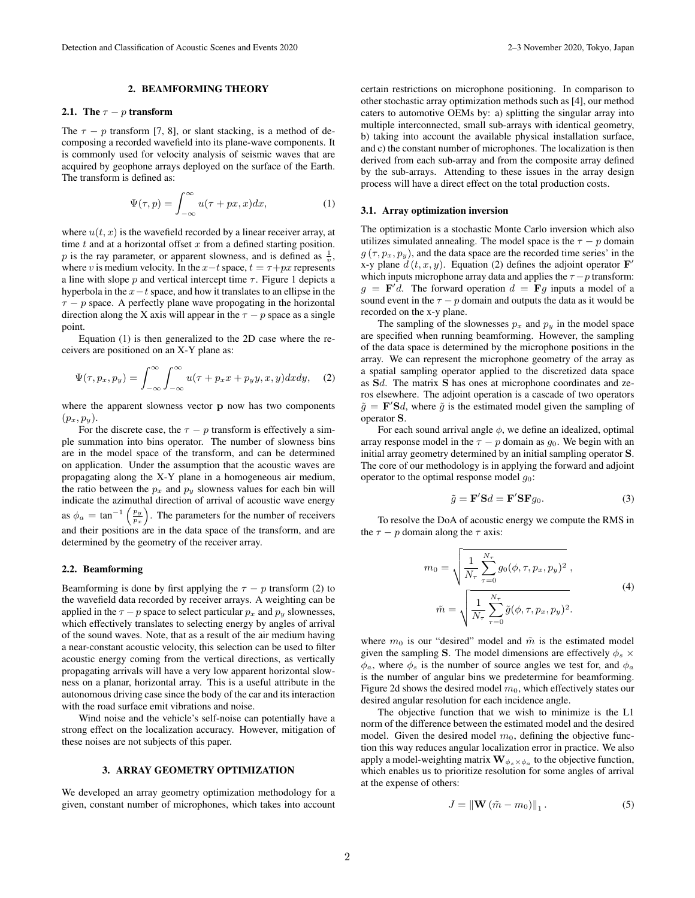## 2. BEAMFORMING THEORY

### 2.1. The $\tau - p$ transform

The $\tau - p$ transform [7, 8], or slant stacking, is a method of decomposing a recorded wavefield into its plane-wave components. It is commonly used for velocity analysis of seismic waves that are acquired by geophone arrays deployed on the surface of the Earth. The transform is defined as:

$$\Psi(\tau, p) = \int_{-\infty}^{\infty} u(\tau + px, x) dx, \tag{1}$$

where $u(t, x)$ is the wavefield recorded by a linear receiver array, at time $t$ and at a horizontal offset $x$ from a defined starting position. $p$ is the ray parameter, or apparent slowness, and is defined as $\frac{1}{v}$, where $v$ is medium velocity. In the $x{-}t$ space, $t = \tau + px$ represents a line with slope $p$ and vertical intercept time $\tau$. Figure 1 depicts a hyperbola in the $x{-}t$ space, and how it translates to an ellipse in the $\tau - p$ space. A perfectly plane wave propogating in the horizontal direction along the X axis will appear in the $\tau - p$ space as a single point.

Equation (1) is then generalized to the 2D case where the receivers are positioned on an X-Y plane as:

$$\Psi(\tau, p_x, p_y) = \int_{-\infty}^{\infty} \int_{-\infty}^{\infty} u(\tau + p_x x + p_y y, x, y) dx dy, \tag{2}$$

where the apparent slowness vector $\mathbf{p}$ now has two components $(p_x, p_y)$.

For the discrete case, the $\tau - p$ transform is effectively a simple summation into bins operator. The number of slowness bins are in the model space of the transform, and can be determined on application. Under the assumption that the acoustic waves are propagating along the X-Y plane in a homogeneous air medium, the ratio between the $p_x$ and $p_y$ slowness values for each bin will indicate the azimuthal direction of arrival of acoustic wave energy as $\phi_a = \tan^{-1}\left(\frac{p_y}{p_x}\right)$. The parameters for the number of receivers and their positions are in the data space of the transform, and are determined by the geometry of the receiver array.

### 2.2. Beamforming

Beamforming is done by first applying the $\tau - p$ transform (2) to the wavefield data recorded by receiver arrays. A weighting can be applied in the $\tau - p$ space to select particular $p_x$ and $p_y$ slownesses, which effectively translates to selecting energy by angles of arrival of the sound waves. Note, that as a result of the air medium having a near-constant acoustic velocity, this selection can be used to filter acoustic energy coming from the vertical directions, as vertically propagating arrivals will have a very low apparent horizontal slowness on a planar, horizontal array. This is a useful attribute in the autonomous driving case since the body of the car and its interaction with the road surface emit vibrations and noise.

Wind noise and the vehicle's self-noise can potentially have a strong effect on the localization accuracy. However, mitigation of these noises are not subjects of this paper.

## 3. ARRAY GEOMETRY OPTIMIZATION

We developed an array geometry optimization methodology for a given, constant number of microphones, which takes into account certain restrictions on microphone positioning. In comparison to other stochastic array optimization methods such as [4], our method caters to automotive OEMs by: a) splitting the singular array into multiple interconnected, small sub-arrays with identical geometry, b) taking into account the available physical installation surface, and c) the constant number of microphones. The localization is then derived from each sub-array and from the composite array defined by the sub-arrays. Attending to these issues in the array design process will have a direct effect on the total production costs.

### 3.1. Array optimization inversion

The optimization is a stochastic Monte Carlo inversion which also utilizes simulated annealing. The model space is the $\tau - p$ domain $g(\tau, p_x, p_y)$, and the data space are the recorded time series' in the x-y plane $d(t, x, y)$. Equation (2) defines the adjoint operator $\mathbf{F}'$ which inputs microphone array data and applies the $\tau - p$ transform: $g = \mathbf{F}'d$. The forward operation $d = \mathbf{F}g$ inputs a model of a sound event in the $\tau - p$ domain and outputs the data as it would be recorded on the x-y plane.

The sampling of the slownesses $p_x$ and $p_y$ in the model space are specified when running beamforming. However, the sampling of the data space is determined by the microphone positions in the array. We can represent the microphone geometry of the array as a spatial sampling operator applied to the discretized data space as $\mathbf{S}d$. The matrix $\mathbf{S}$ has ones at microphone coordinates and zeros elsewhere. The adjoint operation is a cascade of two operators $\tilde{g} = \mathbf{F}'\mathbf{S}d$, where $\tilde{g}$ is the estimated model given the sampling of operator $\mathbf{S}$.

For each sound arrival angle $\phi$, we define an idealized, optimal array response model in the $\tau - p$ domain as $g_0$. We begin with an initial array geometry determined by an initial sampling operator $\mathbf{S}$. The core of our methodology is in applying the forward and adjoint operator to the optimal response model $g_0$:

$$\tilde{g} = \mathbf{F}'\mathbf{S}d = \mathbf{F}'\mathbf{S}\mathbf{F}g_0. \tag{3}$$

To resolve the DoA of acoustic energy we compute the RMS in the $\tau - p$ domain along the $\tau$ axis:

$$m_0 = \sqrt{\frac{1}{N_\tau}\sum_{\tau=0}^{N_\tau} g_0(\phi, \tau, p_x, p_y)^2}\ , \qquad \tilde{m} = \sqrt{\frac{1}{N_\tau}\sum_{\tau=0}^{N_\tau} \tilde{g}(\phi, \tau, p_x, p_y)^2}. \tag{4}$$

where $m_0$ is our "desired" model and $\tilde{m}$ is the estimated model given the sampling $\mathbf{S}$. The model dimensions are effectively $\phi_s \times \phi_a$, where $\phi_s$ is the number of source angles we test for, and $\phi_a$ is the number of angular bins we predetermine for beamforming. Figure 2d shows the desired model $m_0$, which effectively states our desired angular resolution for each incidence angle.

The objective function that we wish to minimize is the L1 norm of the difference between the estimated model and the desired model. Given the desired model $m_0$, defining the objective function this way reduces angular localization error in practice. We also apply a model-weighting matrix $\mathbf{W}_{\phi_s \times \phi_a}$ to the objective function, which enables us to prioritize resolution for some angles of arrival at the expense of others:

$$J = \left\| \mathbf{W}\left(\tilde{m} - m_0\right) \right\|_1. \tag{5}$$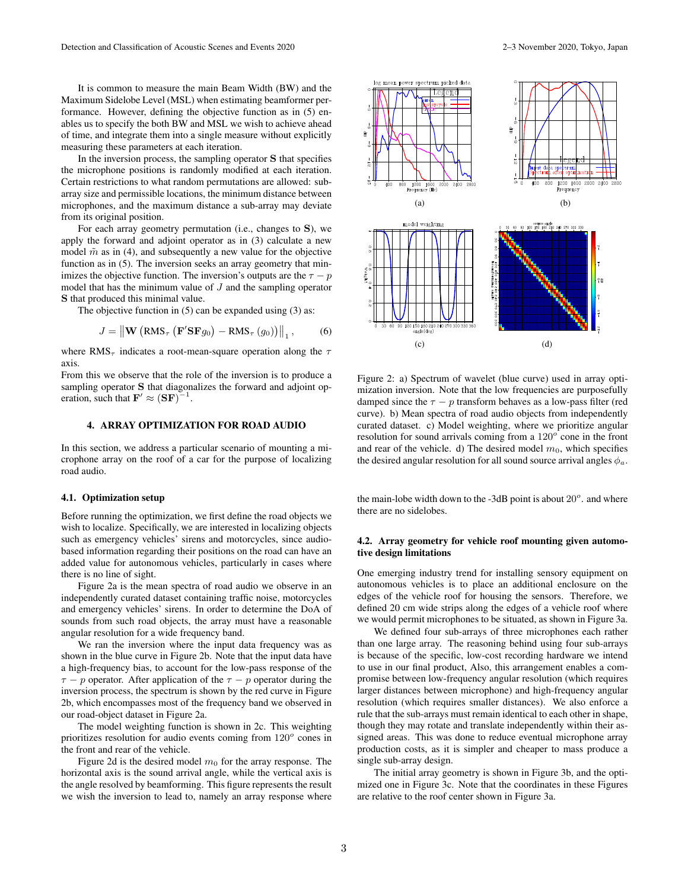It is common to measure the main Beam Width (BW) and the Maximum Sidelobe Level (MSL) when estimating beamformer performance. However, defining the objective function as in (5) enables us to specify the both BW and MSL we wish to achieve ahead of time, and integrate them into a single measure without explicitly measuring these parameters at each iteration.

In the inversion process, the sampling operator $\mathbf{S}$ that specifies the microphone positions is randomly modified at each iteration. Certain restrictions to what random permutations are allowed: subarray size and permissible locations, the minimum distance between microphones, and the maximum distance a sub-array may deviate from its original position.

For each array geometry permutation (i.e., changes to $\mathbf{S}$), we apply the forward and adjoint operator as in (3) calculate a new model $\tilde{m}$ as in (4), and subsequently a new value for the objective function as in (5). The inversion seeks an array geometry that minimizes the objective function. The inversion's outputs are the $\tau - p$ model that has the minimum value of $J$ and the sampling operator $\mathbf{S}$ that produced this minimal value.

The objective function in (5) can be expanded using (3) as:

$$J = \left\| \mathbf{W} \left( \mathrm{RMS}_\tau \left( \mathbf{F}'\mathbf{S}\mathbf{F} g_0 \right) - \mathrm{RMS}_\tau \left( g_0 \right) \right) \right\|_1, \tag{6}$$

where $\mathrm{RMS}_\tau$ indicates a root-mean-square operation along the $\tau$ axis.

From this we observe that the role of the inversion is to produce a sampling operator $\mathbf{S}$ that diagonalizes the forward and adjoint operation, such that $\mathbf{F}' \approx (\mathbf{SF})^{-1}$.

## 4. ARRAY OPTIMIZATION FOR ROAD AUDIO

In this section, we address a particular scenario of mounting a microphone array on the roof of a car for the purpose of localizing road audio.

### 4.1. Optimization setup

Before running the optimization, we first define the road objects we wish to localize. Specifically, we are interested in localizing objects such as emergency vehicles' sirens and motorcycles, since audio-based information regarding their positions on the road can have an added value for autonomous vehicles, particularly in cases where there is no line of sight.

Figure 2a is the mean spectra of road audio we observe in an independently curated dataset containing traffic noise, motorcycles and emergency vehicles' sirens. In order to determine the DoA of sounds from such road objects, the array must have a reasonable angular resolution for a wide frequency band.

We ran the inversion where the input data frequency was as shown in the blue curve in Figure 2b. Note that the input data have a high-frequency bias, to account for the low-pass response of the $\tau - p$ operator. After application of the $\tau - p$ operator during the inversion process, the spectrum is shown by the red curve in Figure 2b, which encompasses most of the frequency band we observed in our road-object dataset in Figure 2a.

The model weighting function is shown in 2c. This weighting prioritizes resolution for audio events coming from $120^o$ cones in the front and rear of the vehicle.

Figure 2d is the desired model $m_0$ for the array response. The horizontal axis is the sound arrival angle, while the vertical axis is the angle resolved by beamforming. This figure represents the result we wish the inversion to lead to, namely an array response where the main-lobe width down to the -3dB point is about $20^o$. and where there are no sidelobes.

Figure 2: a) Spectrum of wavelet (blue curve) used in array optimization inversion. Note that the low frequencies are purposefully damped since the $\tau - p$ transform behaves as a low-pass filter (red curve). b) Mean spectra of road audio objects from independently curated dataset. c) Model weighting, where we prioritize angular resolution for sound arrivals coming from a $120^o$ cone in the front and rear of the vehicle. d) The desired model $m_0$, which specifies the desired angular resolution for all sound source arrival angles $\phi_a$.

### 4.2. Array geometry for vehicle roof mounting given automotive design limitations

One emerging industry trend for installing sensory equipment on autonomous vehicles is to place an additional enclosure on the edges of the vehicle roof for housing the sensors. Therefore, we defined 20 cm wide strips along the edges of a vehicle roof where we would permit microphones to be situated, as shown in Figure 3a.

We defined four sub-arrays of three microphones each rather than one large array. The reasoning behind using four sub-arrays is because of the specific, low-cost recording hardware we intend to use in our final product, Also, this arrangement enables a compromise between low-frequency angular resolution (which requires larger distances between microphone) and high-frequency angular resolution (which requires smaller distances). We also enforce a rule that the sub-arrays must remain identical to each other in shape, though they may rotate and translate independently within their assigned areas. This was done to reduce eventual microphone array production costs, as it is simpler and cheaper to mass produce a single sub-array design.

The initial array geometry is shown in Figure 3b, and the optimized one in Figure 3c. Note that the coordinates in these Figures are relative to the roof center shown in Figure 3a.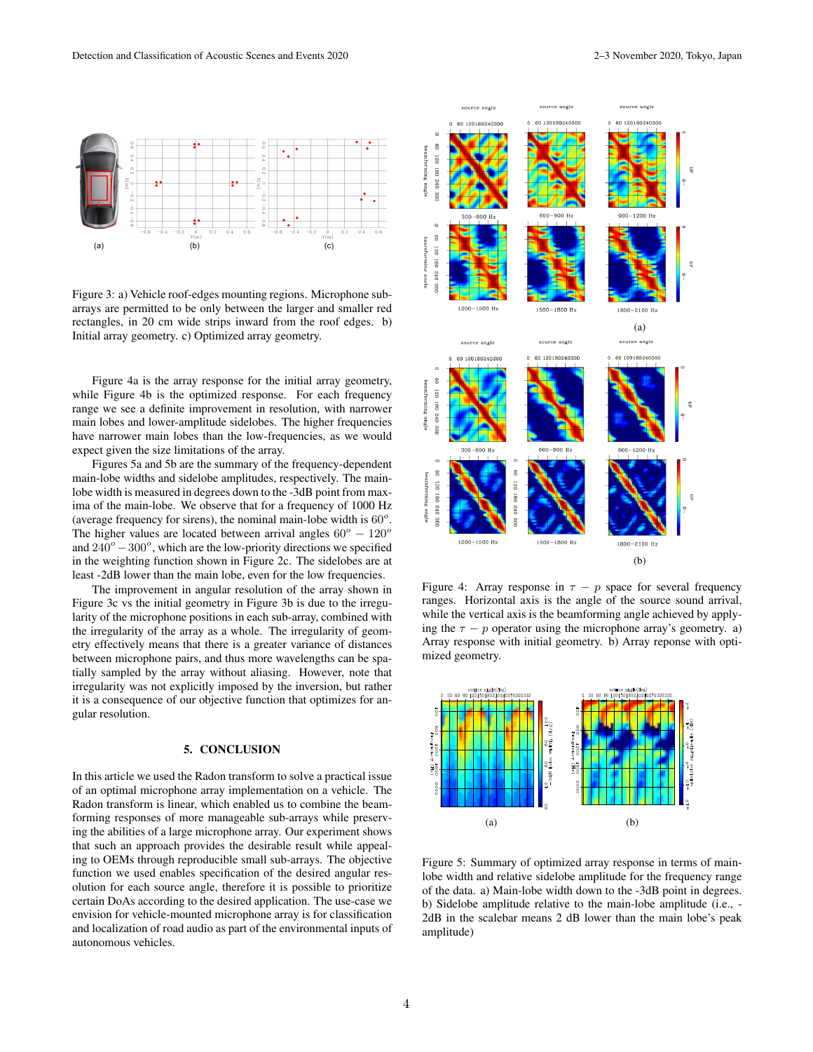Figure 3: a) Vehicle roof-edges mounting regions. Microphone sub-arrays are permitted to be only between the larger and smaller red rectangles, in 20 cm wide strips inward from the roof edges. b) Initial array geometry. c) Optimized array geometry.

Figure 4a is the array response for the initial array geometry, while Figure 4b is the optimized response. For each frequency range we see a definite improvement in resolution, with narrower main lobes and lower-amplitude sidelobes. The higher frequencies have narrower main lobes than the low-frequencies, as we would expect given the size limitations of the array.

Figures 5a and 5b are the summary of the frequency-dependent main-lobe widths and sidelobe amplitudes, respectively. The main-lobe width is measured in degrees down to the -3dB point from maxima of the main-lobe. We observe that for a frequency of 1000 Hz (average frequency for sirens), the nominal main-lobe width is $60^o$. The higher values are located between arrival angles $60^o - 120^o$ and $240^o - 300^o$, which are the low-priority directions we specified in the weighting function shown in Figure 2c. The sidelobes are at least -2dB lower than the main lobe, even for the low frequencies.

The improvement in angular resolution of the array shown in Figure 3c vs the initial geometry in Figure 3b is due to the irregularity of the microphone positions in each sub-array, combined with the irregularity of the array as a whole. The irregularity of geometry effectively means that there is a greater variance of distances between microphone pairs, and thus more wavelengths can be spatially sampled by the array without aliasing. However, note that irregularity was not explicitly imposed by the inversion, but rather it is a consequence of our objective function that optimizes for angular resolution.

## 5. CONCLUSION

In this article we used the Radon transform to solve a practical issue of an optimal microphone array implementation on a vehicle. The Radon transform is linear, which enabled us to combine the beamforming responses of more manageable sub-arrays while preserving the abilities of a large microphone array. Our experiment shows that such an approach provides the desirable result while appealing to OEMs through reproducible small sub-arrays. The objective function we used enables specification of the desired angular resolution for each source angle, therefore it is possible to prioritize certain DoAs according to the desired application. The use-case we envision for vehicle-mounted microphone array is for classification and localization of road audio as part of the environmental inputs of autonomous vehicles.

Figure 4: Array response in $\tau - p$ space for several frequency ranges. Horizontal axis is the angle of the source sound arrival, while the vertical axis is the beamforming angle achieved by applying the $\tau - p$ operator using the microphone array's geometry. a) Array response with initial geometry. b) Array reponse with optimized geometry.

Figure 5: Summary of optimized array response in terms of main-lobe width and relative sidelobe amplitude for the frequency range of the data. a) Main-lobe width down to the -3dB point in degrees. b) Sidelobe amplitude relative to the main-lobe amplitude (i.e., -2dB in the scalebar means 2 dB lower than the main lobe's peak amplitude)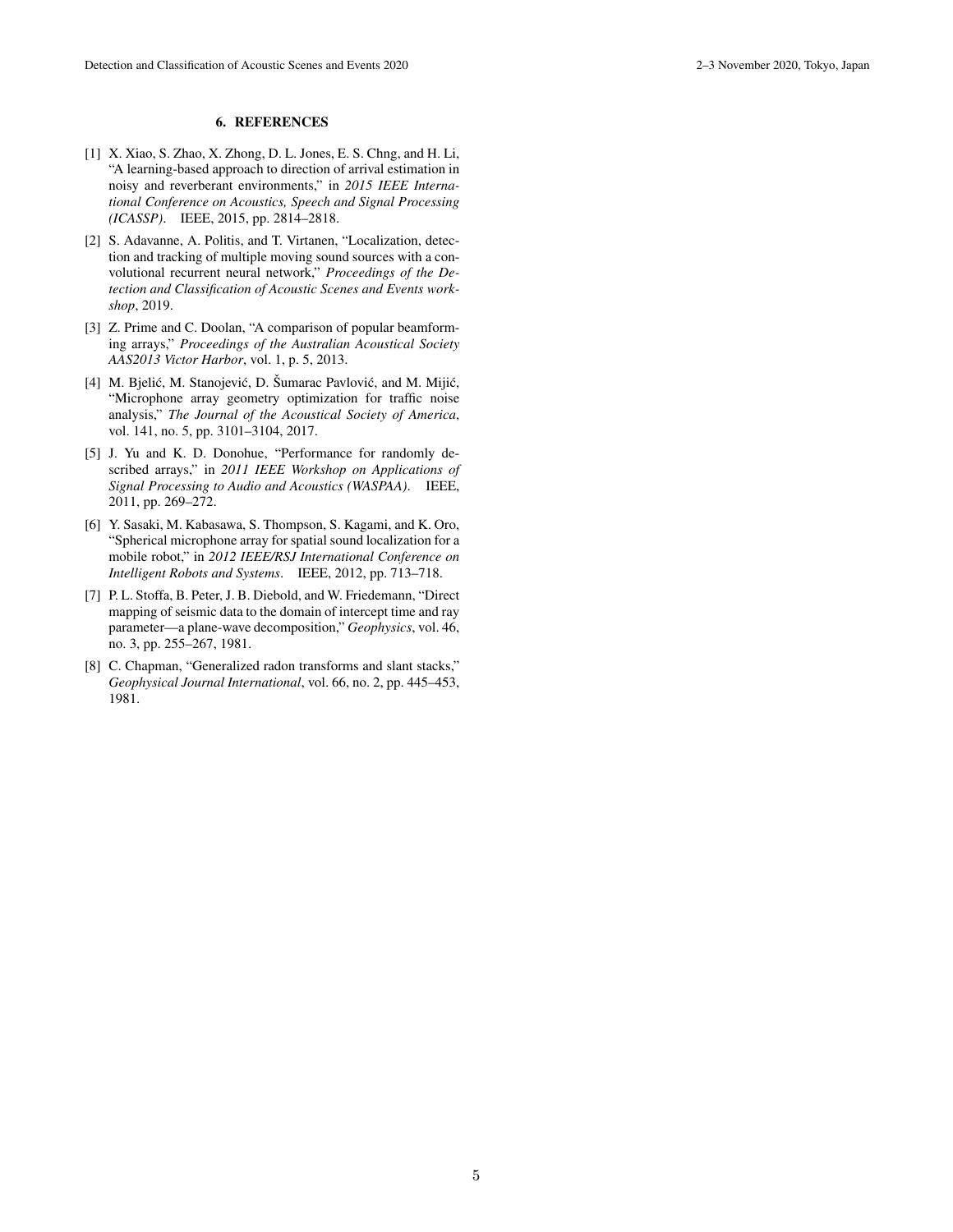## 6. REFERENCES

[1] X. Xiao, S. Zhao, X. Zhong, D. L. Jones, E. S. Chng, and H. Li, "A learning-based approach to direction of arrival estimation in noisy and reverberant environments," in *2015 IEEE International Conference on Acoustics, Speech and Signal Processing (ICASSP)*. IEEE, 2015, pp. 2814–2818.

[2] S. Adavanne, A. Politis, and T. Virtanen, "Localization, detection and tracking of multiple moving sound sources with a convolutional recurrent neural network," *Proceedings of the Detection and Classification of Acoustic Scenes and Events workshop*, 2019.

[3] Z. Prime and C. Doolan, "A comparison of popular beamforming arrays," *Proceedings of the Australian Acoustical Society AAS2013 Victor Harbor*, vol. 1, p. 5, 2013.

[4] M. Bjelić, M. Stanojević, D. Šumarac Pavlović, and M. Mijić, "Microphone array geometry optimization for traffic noise analysis," *The Journal of the Acoustical Society of America*, vol. 141, no. 5, pp. 3101–3104, 2017.

[5] J. Yu and K. D. Donohue, "Performance for randomly described arrays," in *2011 IEEE Workshop on Applications of Signal Processing to Audio and Acoustics (WASPAA)*. IEEE, 2011, pp. 269–272.

[6] Y. Sasaki, M. Kabasawa, S. Thompson, S. Kagami, and K. Oro, "Spherical microphone array for spatial sound localization for a mobile robot," in *2012 IEEE/RSJ International Conference on Intelligent Robots and Systems*. IEEE, 2012, pp. 713–718.

[7] P. L. Stoffa, B. Peter, J. B. Diebold, and W. Friedemann, "Direct mapping of seismic data to the domain of intercept time and ray parameter—a plane-wave decomposition," *Geophysics*, vol. 46, no. 3, pp. 255–267, 1981.

[8] C. Chapman, "Generalized radon transforms and slant stacks," *Geophysical Journal International*, vol. 66, no. 2, pp. 445–453, 1981.